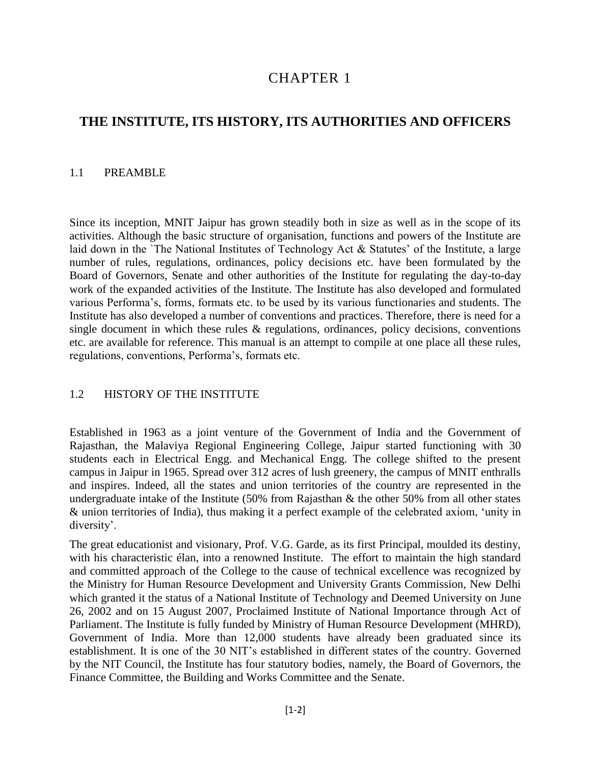# CHAPTER 1

## THE INSTITUTE, ITS HISTORY, ITS AUTHORITIES AND OFFICERS

### 1.1 PREAMBLE

Since its inception, MNIT Jaipur has grown steadily both in size as well as in the scope of its activities. Although the basic structure of organisation, functions and powers of the Institute are laid down in the `The National Institutes of Technology Act & Statutes' of the Institute, a large number of rules, regulations, ordinances, policy decisions etc. have been formulated by the Board of Governors, Senate and other authorities of the Institute for regulating the day-to-day work of the expanded activities of the Institute. The Institute has also developed and formulated various Performa's, forms, formats etc. to be used by its various functionaries and students. The Institute has also developed a number of conventions and practices. Therefore, there is need for a single document in which these rules & regulations, ordinances, policy decisions, conventions etc. are available for reference. This manual is an attempt to compile at one place all these rules, regulations, conventions, Performa's, formats etc.

### 1.2 HISTORY OF THE INSTITUTE

Established in 1963 as a joint venture of the Government of India and the Government of Rajasthan, the Malaviya Regional Engineering College, Jaipur started functioning with 30 students each in Electrical Engg. and Mechanical Engg. The college shifted to the present campus in Jaipur in 1965. Spread over 312 acres of lush greenery, the campus of MNIT enthralls and inspires. Indeed, all the states and union territories of the country are represented in the undergraduate intake of the Institute (50% from Rajasthan & the other 50% from all other states & union territories of India), thus making it a perfect example of the celebrated axiom, 'unity in diversity'.

The great educationist and visionary, Prof. V.G. Garde, as its first Principal, moulded its destiny, with his characteristic élan, into a renowned Institute. The effort to maintain the high standard and committed approach of the College to the cause of technical excellence was recognized by the Ministry for Human Resource Development and University Grants Commission, New Delhi which granted it the status of a National Institute of Technology and Deemed University on June 26, 2002 and on 15 August 2007, Proclaimed Institute of National Importance through Act of Parliament. The Institute is fully funded by Ministry of Human Resource Development (MHRD), Government of India. More than 12,000 students have already been graduated since its establishment. It is one of the 30 NIT's established in different states of the country. Governed by the NIT Council, the Institute has four statutory bodies, namely, the Board of Governors, the Finance Committee, the Building and Works Committee and the Senate.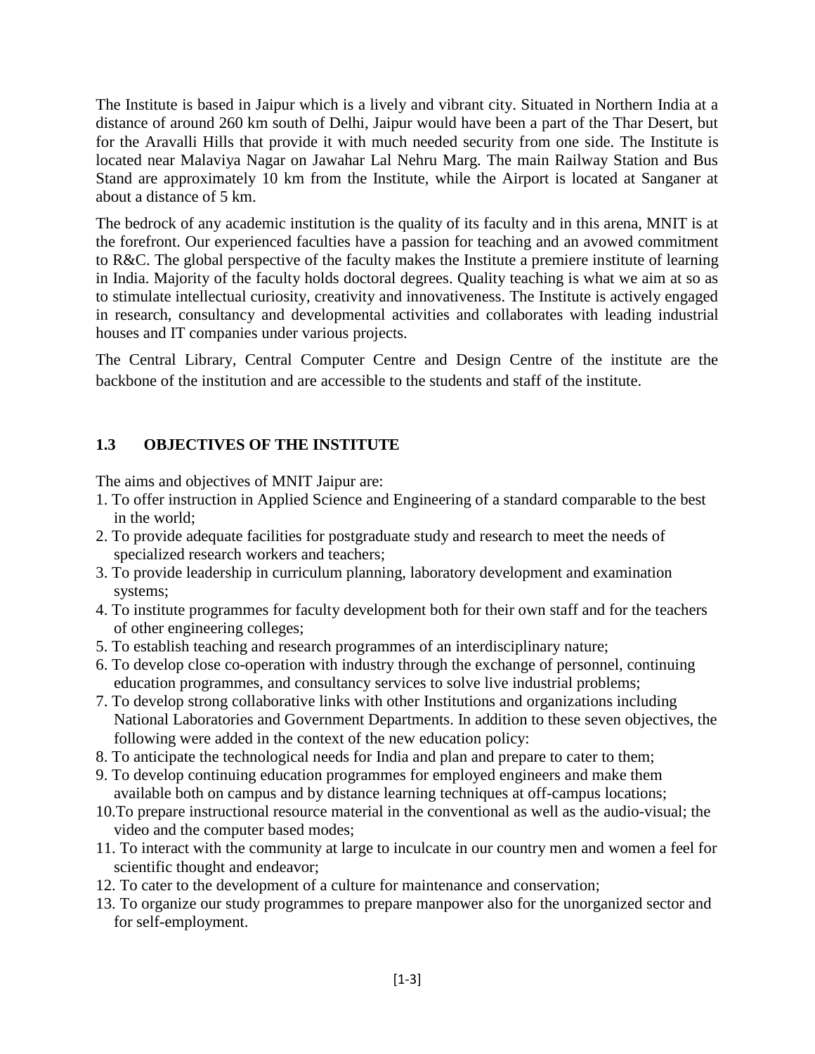The Institute is based in Jaipur which is a lively and vibrant city. Situated in Northern India at a distance of around 260 km south of Delhi, Jaipur would have been a part of the Thar Desert, but for the Aravalli Hills that provide it with much needed security from one side. The Institute is located near Malaviya Nagar on Jawahar Lal Nehru Marg. The main Railway Station and Bus Stand are approximately 10 km from the Institute, while the Airport is located at Sanganer at about a distance of 5 km.

The bedrock of any academic institution is the quality of its faculty and in this arena, MNIT is at the forefront. Our experienced faculties have a passion for teaching and an avowed commitment to R&C. The global perspective of the faculty makes the Institute a premiere institute of learning in India. Majority of the faculty holds doctoral degrees. Quality teaching is what we aim at so as to stimulate intellectual curiosity, creativity and innovativeness. The Institute is actively engaged in research, consultancy and developmental activities and collaborates with leading industrial houses and IT companies under various projects.

The Central Library, Central Computer Centre and Design Centre of the institute are the backbone of the institution and are accessible to the students and staff of the institute.

## 1.3 OBJECTIVES OF THE INSTITUTE

The aims and objectives of MNIT Jaipur are:

1. To offer instruction in Applied Science and Engineering of a standard comparable to the best in the world;
2. To provide adequate facilities for postgraduate study and research to meet the needs of specialized research workers and teachers;
3. To provide leadership in curriculum planning, laboratory development and examination systems;
4. To institute programmes for faculty development both for their own staff and for the teachers of other engineering colleges;
5. To establish teaching and research programmes of an interdisciplinary nature;
6. To develop close co-operation with industry through the exchange of personnel, continuing education programmes, and consultancy services to solve live industrial problems;
7. To develop strong collaborative links with other Institutions and organizations including National Laboratories and Government Departments. In addition to these seven objectives, the following were added in the context of the new education policy:
8. To anticipate the technological needs for India and plan and prepare to cater to them;
9. To develop continuing education programmes for employed engineers and make them available both on campus and by distance learning techniques at off-campus locations;
10. To prepare instructional resource material in the conventional as well as the audio-visual; the video and the computer based modes;
11. To interact with the community at large to inculcate in our country men and women a feel for scientific thought and endeavor;
12. To cater to the development of a culture for maintenance and conservation;
13. To organize our study programmes to prepare manpower also for the unorganized sector and for self-employment.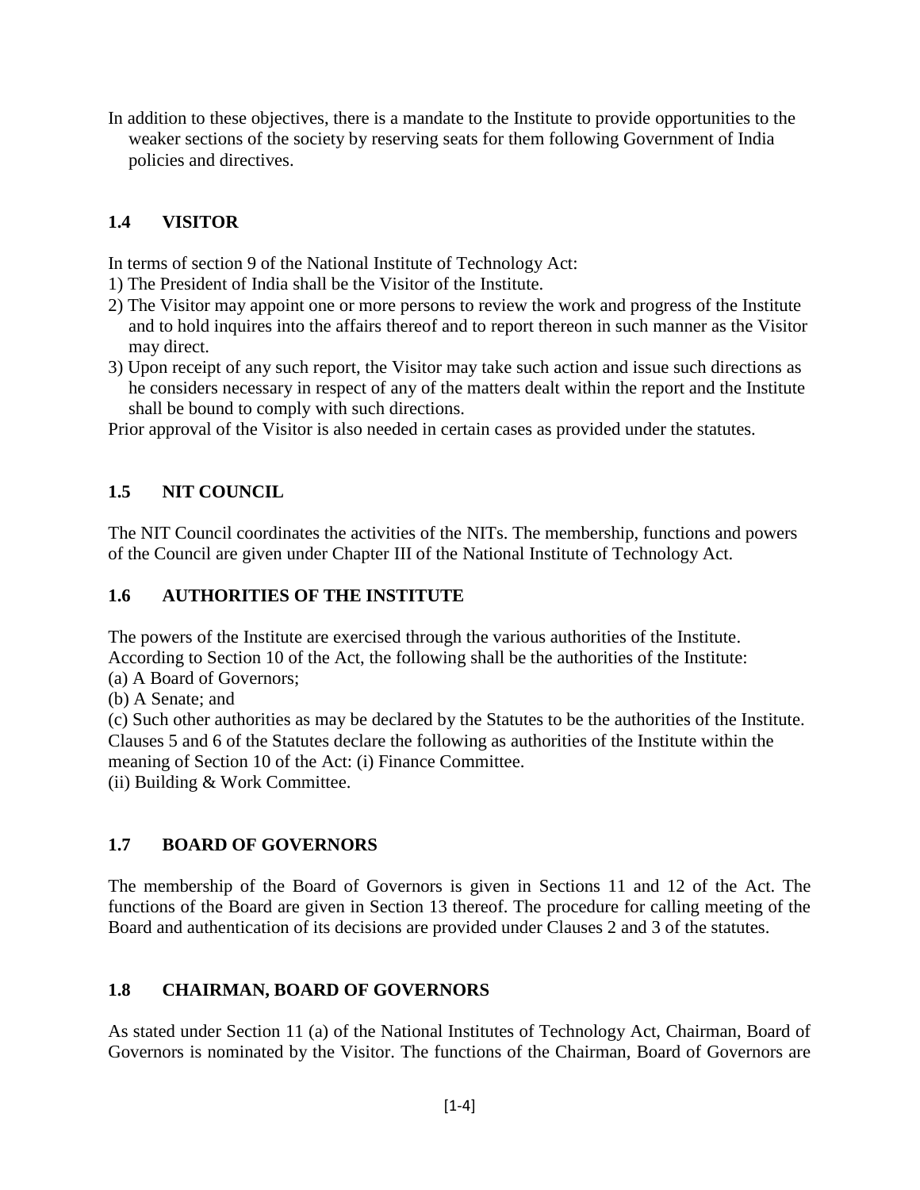In addition to these objectives, there is a mandate to the Institute to provide opportunities to the weaker sections of the society by reserving seats for them following Government of India policies and directives.

## 1.4 VISITOR

In terms of section 9 of the National Institute of Technology Act:

1) The President of India shall be the Visitor of the Institute.
2) The Visitor may appoint one or more persons to review the work and progress of the Institute and to hold inquires into the affairs thereof and to report thereon in such manner as the Visitor may direct.
3) Upon receipt of any such report, the Visitor may take such action and issue such directions as he considers necessary in respect of any of the matters dealt within the report and the Institute shall be bound to comply with such directions.

Prior approval of the Visitor is also needed in certain cases as provided under the statutes.

## 1.5 NIT COUNCIL

The NIT Council coordinates the activities of the NITs. The membership, functions and powers of the Council are given under Chapter III of the National Institute of Technology Act.

## 1.6 AUTHORITIES OF THE INSTITUTE

The powers of the Institute are exercised through the various authorities of the Institute. According to Section 10 of the Act, the following shall be the authorities of the Institute:

(a) A Board of Governors;

(b) A Senate; and

(c) Such other authorities as may be declared by the Statutes to be the authorities of the Institute.

Clauses 5 and 6 of the Statutes declare the following as authorities of the Institute within the meaning of Section 10 of the Act: (i) Finance Committee.

(ii) Building & Work Committee.

## 1.7 BOARD OF GOVERNORS

The membership of the Board of Governors is given in Sections 11 and 12 of the Act. The functions of the Board are given in Section 13 thereof. The procedure for calling meeting of the Board and authentication of its decisions are provided under Clauses 2 and 3 of the statutes.

## 1.8 CHAIRMAN, BOARD OF GOVERNORS

As stated under Section 11 (a) of the National Institutes of Technology Act, Chairman, Board of Governors is nominated by the Visitor. The functions of the Chairman, Board of Governors are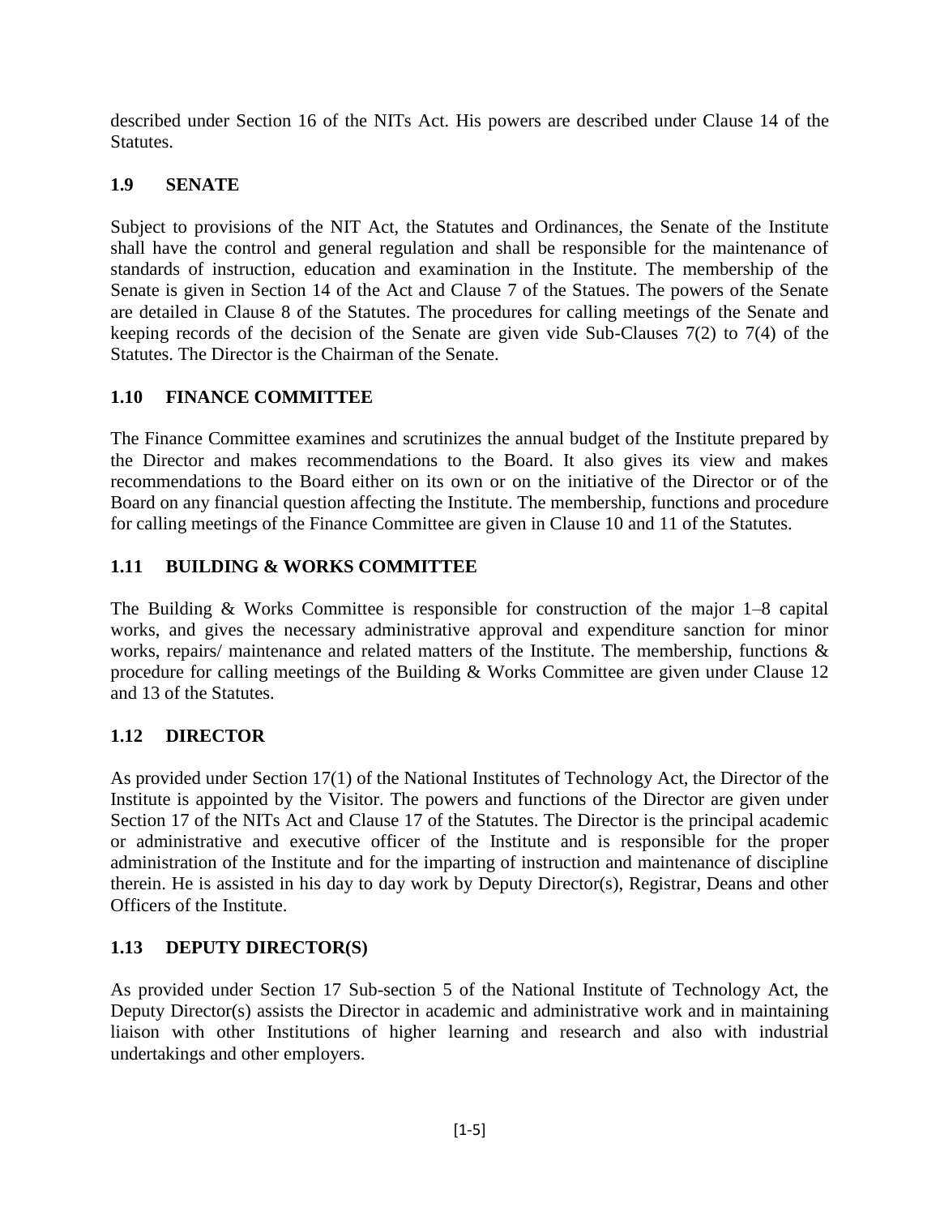described under Section 16 of the NITs Act. His powers are described under Clause 14 of the Statutes.

## 1.9 SENATE

Subject to provisions of the NIT Act, the Statutes and Ordinances, the Senate of the Institute shall have the control and general regulation and shall be responsible for the maintenance of standards of instruction, education and examination in the Institute. The membership of the Senate is given in Section 14 of the Act and Clause 7 of the Statues. The powers of the Senate are detailed in Clause 8 of the Statutes. The procedures for calling meetings of the Senate and keeping records of the decision of the Senate are given vide Sub-Clauses 7(2) to 7(4) of the Statutes. The Director is the Chairman of the Senate.

## 1.10 FINANCE COMMITTEE

The Finance Committee examines and scrutinizes the annual budget of the Institute prepared by the Director and makes recommendations to the Board. It also gives its view and makes recommendations to the Board either on its own or on the initiative of the Director or of the Board on any financial question affecting the Institute. The membership, functions and procedure for calling meetings of the Finance Committee are given in Clause 10 and 11 of the Statutes.

## 1.11 BUILDING & WORKS COMMITTEE

The Building & Works Committee is responsible for construction of the major 1–8 capital works, and gives the necessary administrative approval and expenditure sanction for minor works, repairs/ maintenance and related matters of the Institute. The membership, functions & procedure for calling meetings of the Building & Works Committee are given under Clause 12 and 13 of the Statutes.

## 1.12 DIRECTOR

As provided under Section 17(1) of the National Institutes of Technology Act, the Director of the Institute is appointed by the Visitor. The powers and functions of the Director are given under Section 17 of the NITs Act and Clause 17 of the Statutes. The Director is the principal academic or administrative and executive officer of the Institute and is responsible for the proper administration of the Institute and for the imparting of instruction and maintenance of discipline therein. He is assisted in his day to day work by Deputy Director(s), Registrar, Deans and other Officers of the Institute.

## 1.13 DEPUTY DIRECTOR(S)

As provided under Section 17 Sub-section 5 of the National Institute of Technology Act, the Deputy Director(s) assists the Director in academic and administrative work and in maintaining liaison with other Institutions of higher learning and research and also with industrial undertakings and other employers.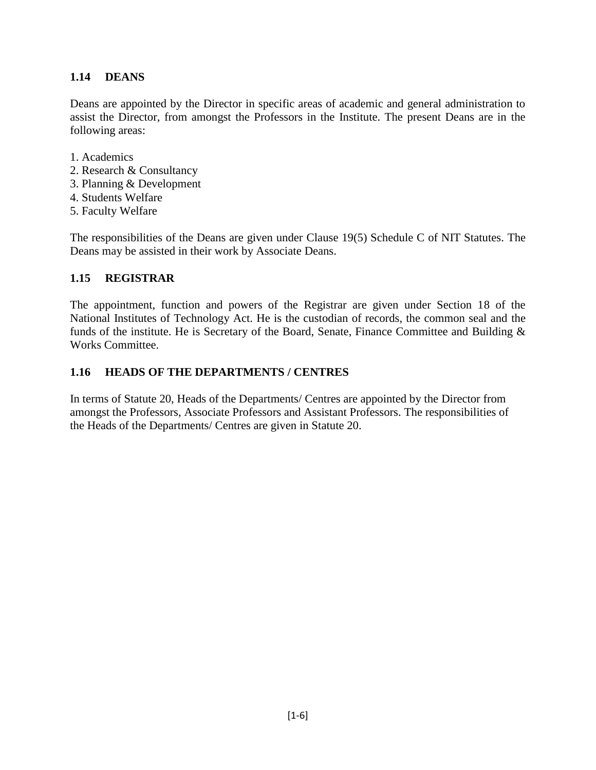## 1.14 DEANS

Deans are appointed by the Director in specific areas of academic and general administration to assist the Director, from amongst the Professors in the Institute. The present Deans are in the following areas:

1. Academics
2. Research & Consultancy
3. Planning & Development
4. Students Welfare
5. Faculty Welfare

The responsibilities of the Deans are given under Clause 19(5) Schedule C of NIT Statutes. The Deans may be assisted in their work by Associate Deans.

## 1.15 REGISTRAR

The appointment, function and powers of the Registrar are given under Section 18 of the National Institutes of Technology Act. He is the custodian of records, the common seal and the funds of the institute. He is Secretary of the Board, Senate, Finance Committee and Building & Works Committee.

## 1.16 HEADS OF THE DEPARTMENTS / CENTRES

In terms of Statute 20, Heads of the Departments/ Centres are appointed by the Director from amongst the Professors, Associate Professors and Assistant Professors. The responsibilities of the Heads of the Departments/ Centres are given in Statute 20.